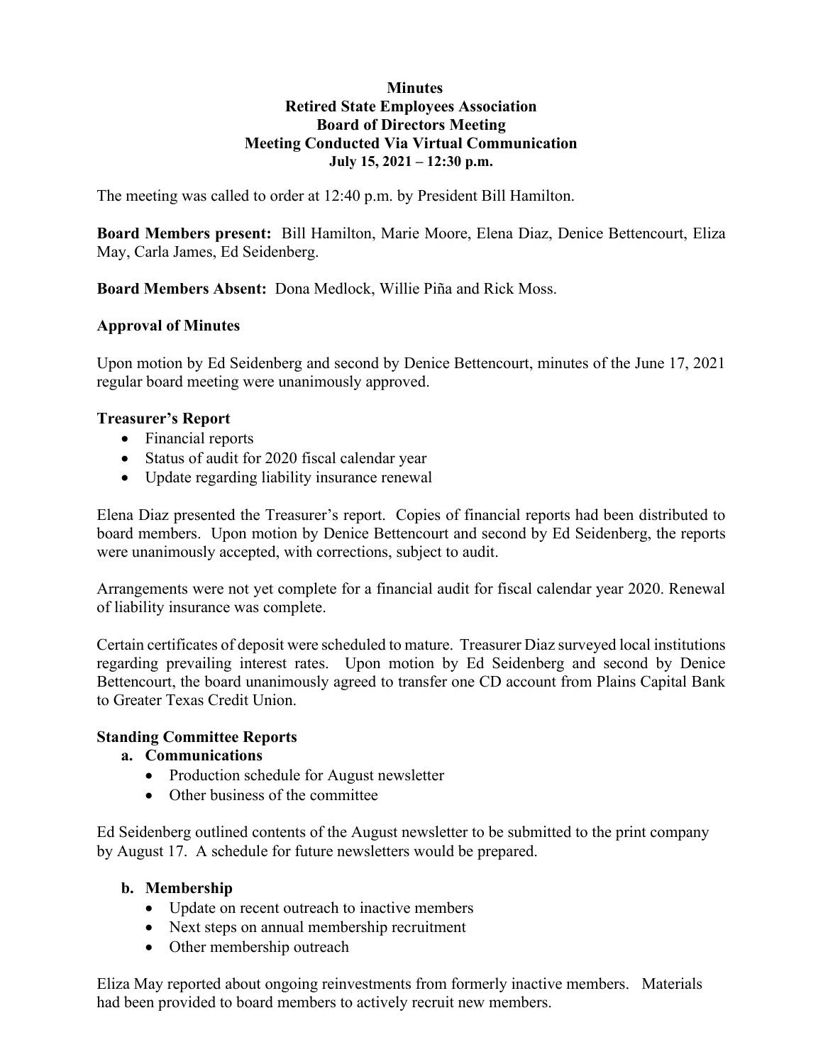**Minutes**
**Retired State Employees Association**
**Board of Directors Meeting**
**Meeting Conducted Via Virtual Communication**
**July 15, 2021 – 12:30 p.m.**

The meeting was called to order at 12:40 p.m. by President Bill Hamilton.

**Board Members present:** Bill Hamilton, Marie Moore, Elena Diaz, Denice Bettencourt, Eliza May, Carla James, Ed Seidenberg.

**Board Members Absent:** Dona Medlock, Willie Piña and Rick Moss.

**Approval of Minutes**

Upon motion by Ed Seidenberg and second by Denice Bettencourt, minutes of the June 17, 2021 regular board meeting were unanimously approved.

**Treasurer's Report**

- Financial reports
- Status of audit for 2020 fiscal calendar year
- Update regarding liability insurance renewal

Elena Diaz presented the Treasurer's report. Copies of financial reports had been distributed to board members. Upon motion by Denice Bettencourt and second by Ed Seidenberg, the reports were unanimously accepted, with corrections, subject to audit.

Arrangements were not yet complete for a financial audit for fiscal calendar year 2020. Renewal of liability insurance was complete.

Certain certificates of deposit were scheduled to mature. Treasurer Diaz surveyed local institutions regarding prevailing interest rates. Upon motion by Ed Seidenberg and second by Denice Bettencourt, the board unanimously agreed to transfer one CD account from Plains Capital Bank to Greater Texas Credit Union.

**Standing Committee Reports**

**a. Communications**

- Production schedule for August newsletter
- Other business of the committee

Ed Seidenberg outlined contents of the August newsletter to be submitted to the print company by August 17. A schedule for future newsletters would be prepared.

**b. Membership**

- Update on recent outreach to inactive members
- Next steps on annual membership recruitment
- Other membership outreach

Eliza May reported about ongoing reinvestments from formerly inactive members. Materials had been provided to board members to actively recruit new members.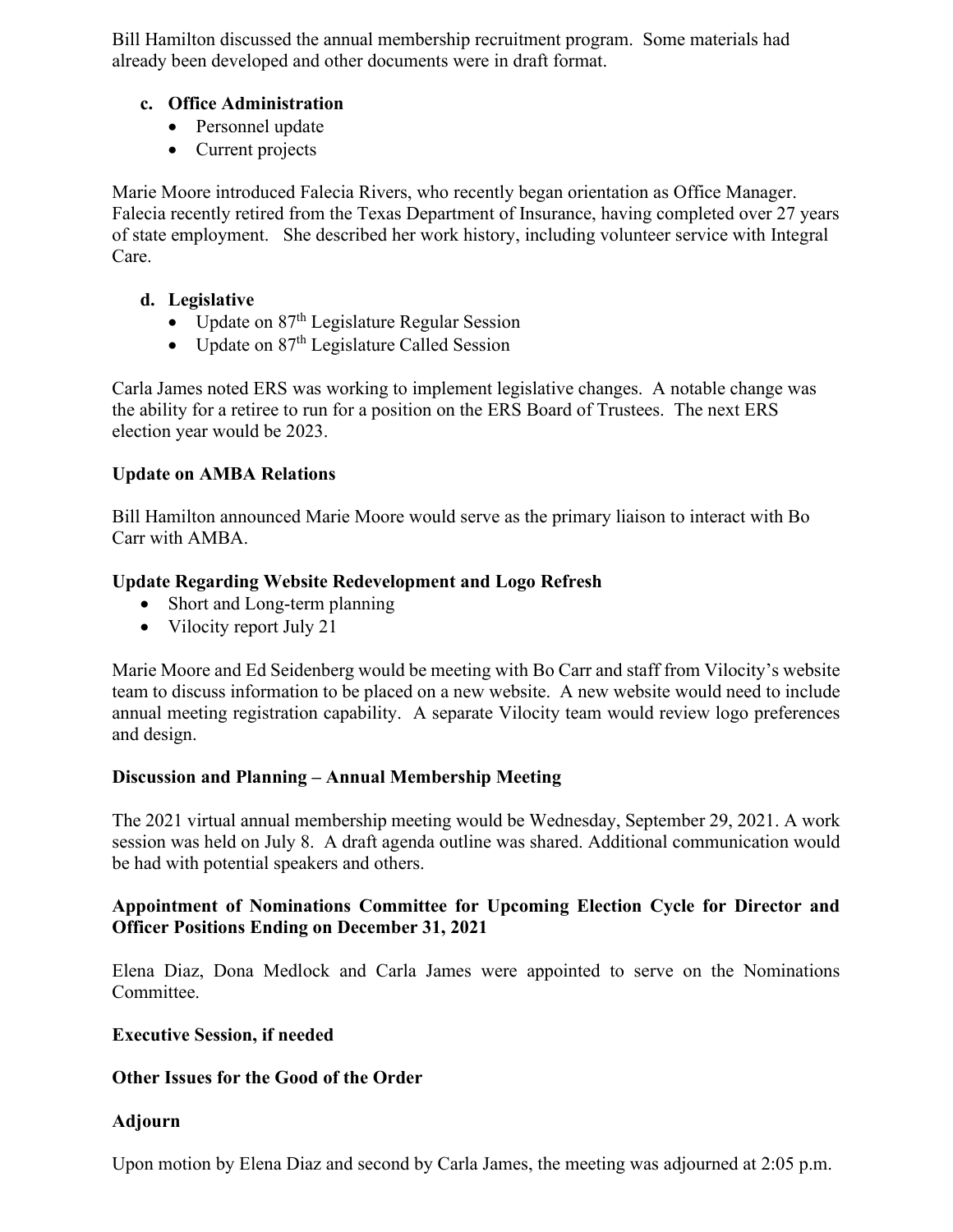Bill Hamilton discussed the annual membership recruitment program. Some materials had already been developed and other documents were in draft format.

**c. Office Administration**

- Personnel update
- Current projects

Marie Moore introduced Falecia Rivers, who recently began orientation as Office Manager. Falecia recently retired from the Texas Department of Insurance, having completed over 27 years of state employment. She described her work history, including volunteer service with Integral Care.

**d. Legislative**

- Update on 87th Legislature Regular Session
- Update on 87th Legislature Called Session

Carla James noted ERS was working to implement legislative changes. A notable change was the ability for a retiree to run for a position on the ERS Board of Trustees. The next ERS election year would be 2023.

**Update on AMBA Relations**

Bill Hamilton announced Marie Moore would serve as the primary liaison to interact with Bo Carr with AMBA.

**Update Regarding Website Redevelopment and Logo Refresh**

- Short and Long-term planning
- Vilocity report July 21

Marie Moore and Ed Seidenberg would be meeting with Bo Carr and staff from Vilocity's website team to discuss information to be placed on a new website. A new website would need to include annual meeting registration capability. A separate Vilocity team would review logo preferences and design.

**Discussion and Planning – Annual Membership Meeting**

The 2021 virtual annual membership meeting would be Wednesday, September 29, 2021. A work session was held on July 8. A draft agenda outline was shared. Additional communication would be had with potential speakers and others.

**Appointment of Nominations Committee for Upcoming Election Cycle for Director and Officer Positions Ending on December 31, 2021**

Elena Diaz, Dona Medlock and Carla James were appointed to serve on the Nominations Committee.

**Executive Session, if needed**

**Other Issues for the Good of the Order**

**Adjourn**

Upon motion by Elena Diaz and second by Carla James, the meeting was adjourned at 2:05 p.m.